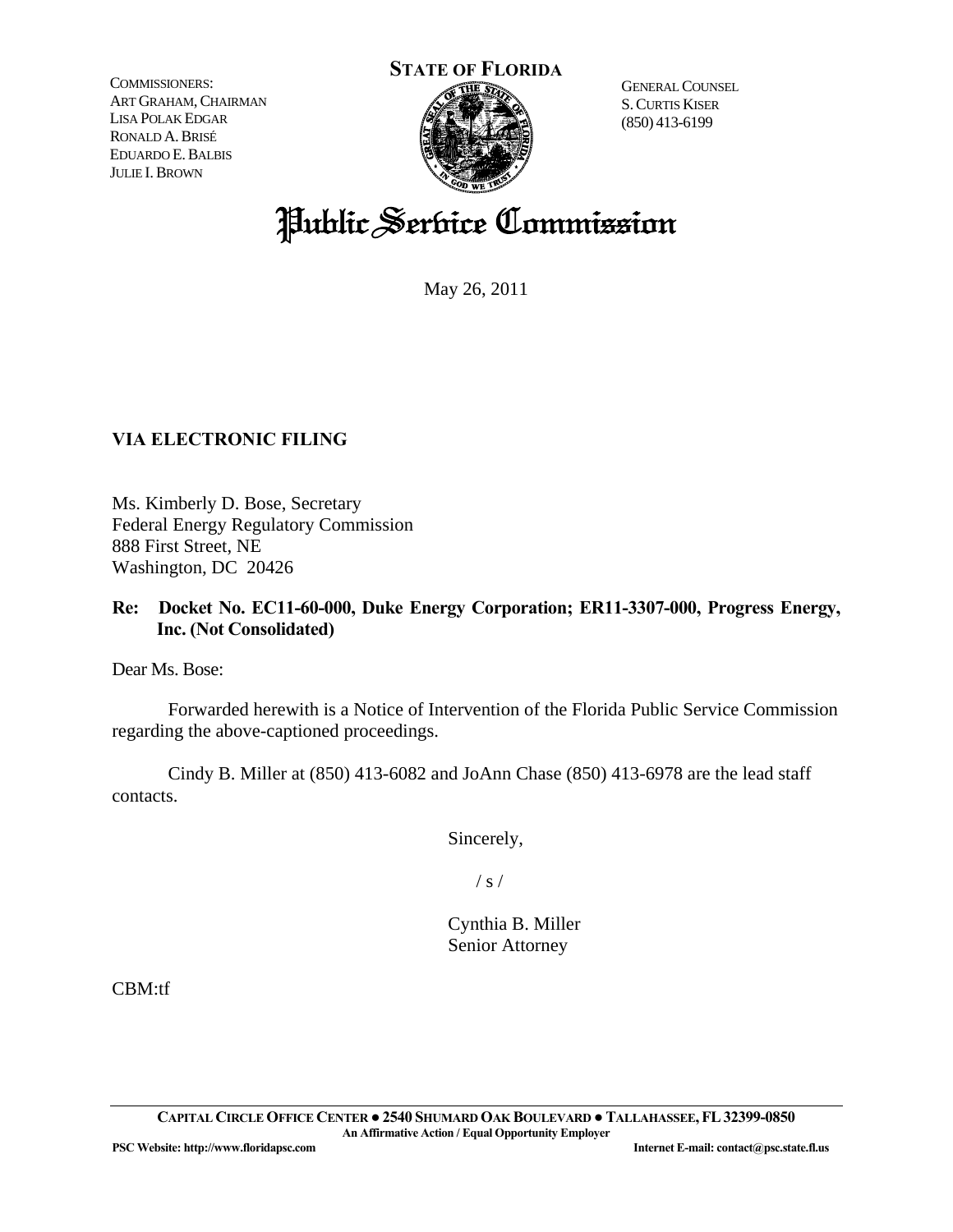**STATE OF FLORIDA**

COMMISSIONERS:
ART GRAHAM, CHAIRMAN
LISA POLAK EDGAR
RONALD A. BRISÉ
EDUARDO E. BALBIS
JULIE I. BROWN

GENERAL COUNSEL
S. CURTIS KISER
(850) 413-6199

# Public Service Commission

May 26, 2011

**VIA ELECTRONIC FILING**

Ms. Kimberly D. Bose, Secretary
Federal Energy Regulatory Commission
888 First Street, NE
Washington, DC 20426

**Re: Docket No. EC11-60-000, Duke Energy Corporation; ER11-3307-000, Progress Energy, Inc. (Not Consolidated)**

Dear Ms. Bose:

Forwarded herewith is a Notice of Intervention of the Florida Public Service Commission regarding the above-captioned proceedings.

Cindy B. Miller at (850) 413-6082 and JoAnn Chase (850) 413-6978 are the lead staff contacts.

Sincerely,

/ s /

Cynthia B. Miller
Senior Attorney

CBM:tf

**CAPITAL CIRCLE OFFICE CENTER ● 2540 SHUMARD OAK BOULEVARD ● TALLAHASSEE, FL 32399-0850**
**An Affirmative Action / Equal Opportunity Employer**
**PSC Website: http://www.floridapsc.com** **Internet E-mail: contact@psc.state.fl.us**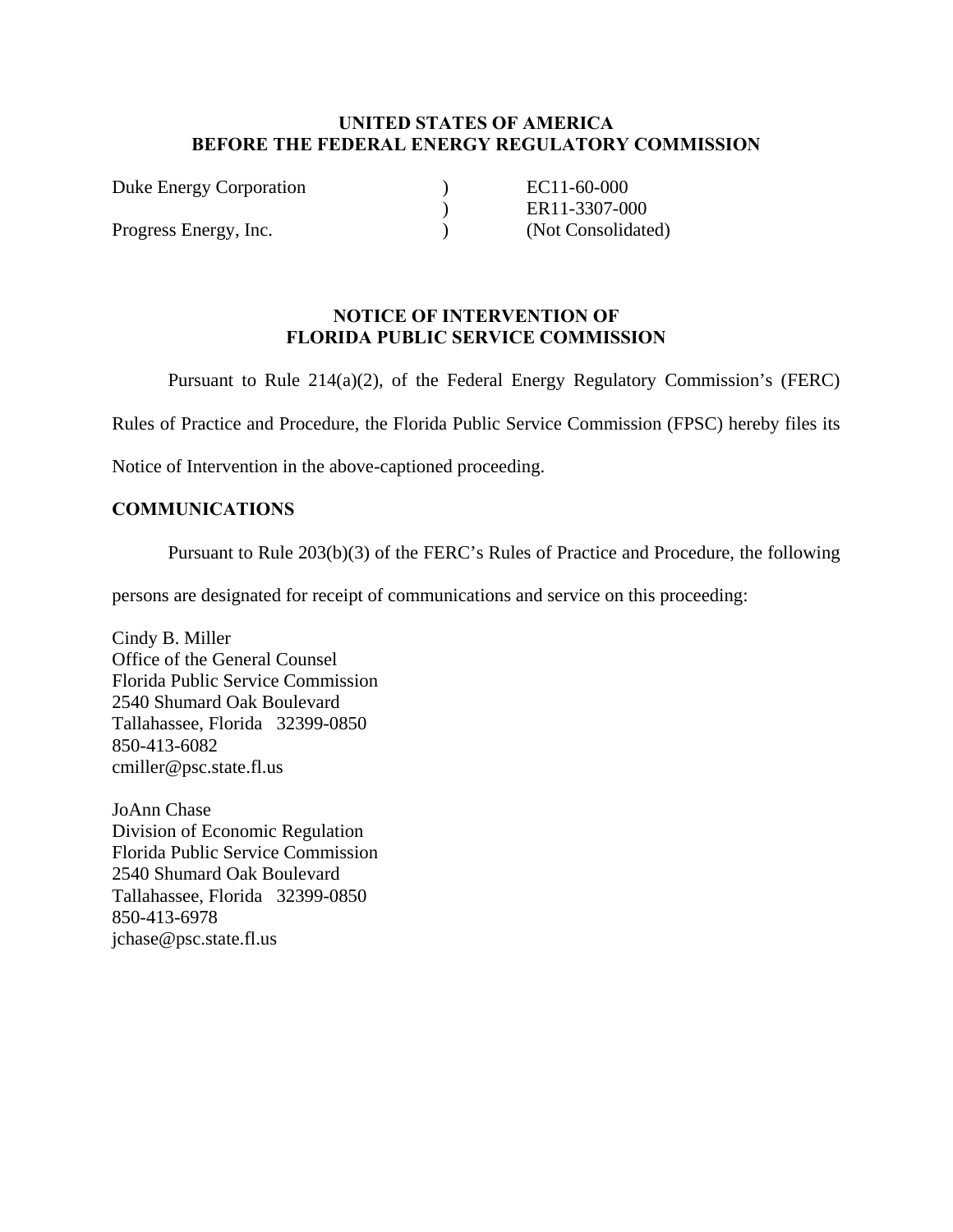**UNITED STATES OF AMERICA**
**BEFORE THE FEDERAL ENERGY REGULATORY COMMISSION**

| | | |
|---|---|---|
| Duke Energy Corporation | ) | EC11-60-000 |
| | ) | ER11-3307-000 |
| Progress Energy, Inc. | ) | (Not Consolidated) |

**NOTICE OF INTERVENTION OF**
**FLORIDA PUBLIC SERVICE COMMISSION**

Pursuant to Rule 214(a)(2), of the Federal Energy Regulatory Commission's (FERC) Rules of Practice and Procedure, the Florida Public Service Commission (FPSC) hereby files its Notice of Intervention in the above-captioned proceeding.

**COMMUNICATIONS**

Pursuant to Rule 203(b)(3) of the FERC's Rules of Practice and Procedure, the following persons are designated for receipt of communications and service on this proceeding:

Cindy B. Miller
Office of the General Counsel
Florida Public Service Commission
2540 Shumard Oak Boulevard
Tallahassee, Florida 32399-0850
850-413-6082
cmiller@psc.state.fl.us

JoAnn Chase
Division of Economic Regulation
Florida Public Service Commission
2540 Shumard Oak Boulevard
Tallahassee, Florida 32399-0850
850-413-6978
jchase@psc.state.fl.us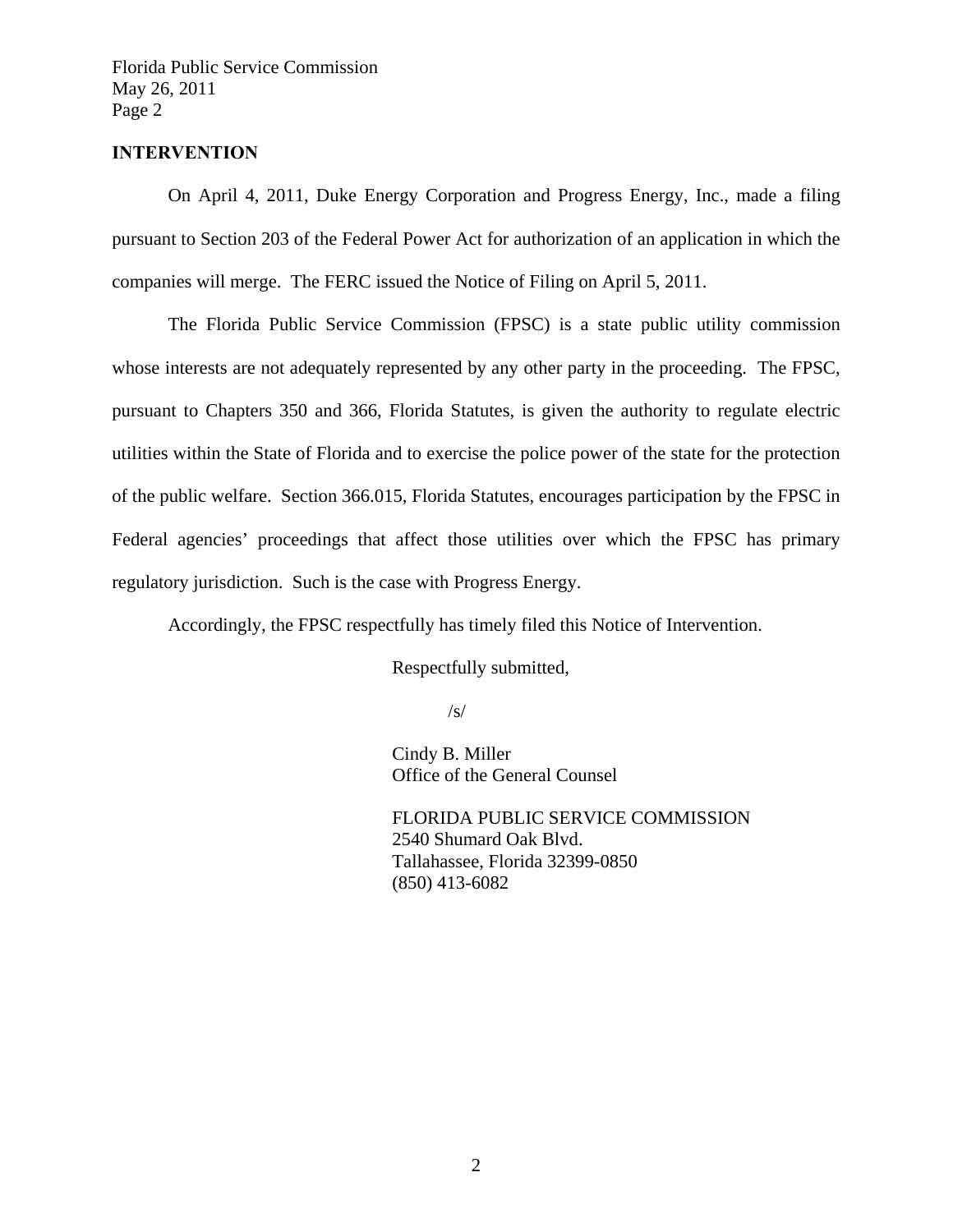## INTERVENTION

On April 4, 2011, Duke Energy Corporation and Progress Energy, Inc., made a filing pursuant to Section 203 of the Federal Power Act for authorization of an application in which the companies will merge. The FERC issued the Notice of Filing on April 5, 2011.

The Florida Public Service Commission (FPSC) is a state public utility commission whose interests are not adequately represented by any other party in the proceeding. The FPSC, pursuant to Chapters 350 and 366, Florida Statutes, is given the authority to regulate electric utilities within the State of Florida and to exercise the police power of the state for the protection of the public welfare. Section 366.015, Florida Statutes, encourages participation by the FPSC in Federal agencies' proceedings that affect those utilities over which the FPSC has primary regulatory jurisdiction. Such is the case with Progress Energy.

Accordingly, the FPSC respectfully has timely filed this Notice of Intervention.

Respectfully submitted,

/s/

Cindy B. Miller
Office of the General Counsel

FLORIDA PUBLIC SERVICE COMMISSION
2540 Shumard Oak Blvd.
Tallahassee, Florida 32399-0850
(850) 413-6082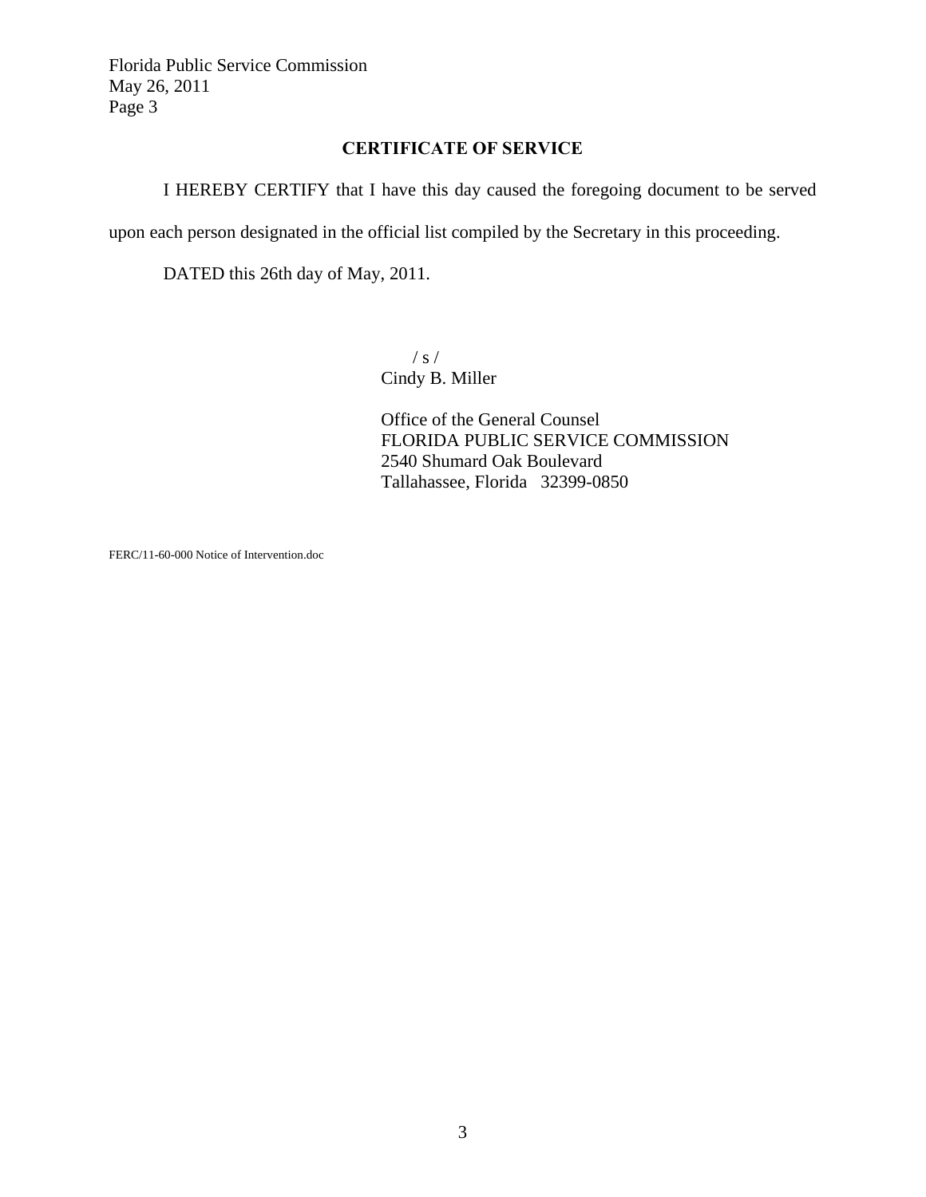## CERTIFICATE OF SERVICE

I HEREBY CERTIFY that I have this day caused the foregoing document to be served upon each person designated in the official list compiled by the Secretary in this proceeding.

DATED this 26th day of May, 2011.

/ s /
Cindy B. Miller

Office of the General Counsel
FLORIDA PUBLIC SERVICE COMMISSION
2540 Shumard Oak Boulevard
Tallahassee, Florida 32399-0850

FERC/11-60-000 Notice of Intervention.doc